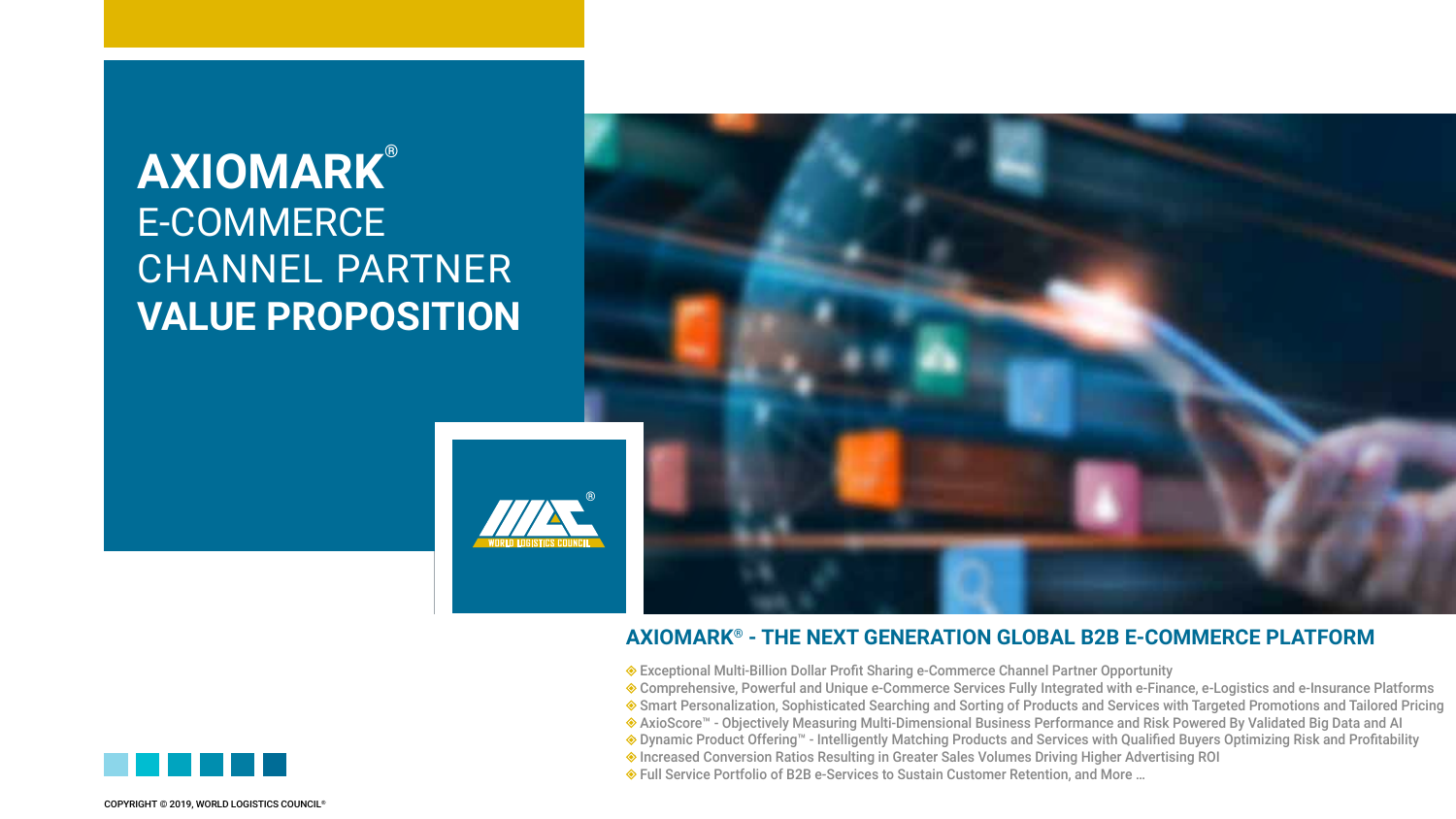# AXIOMARK® E-COMMERCE CHANNEL PARTNER VALUE PROPOSITION

## AXIOMARK® - THE NEXT GENERATION GLOBAL B2B E-COMMERCE PLATFORM

- Exceptional Multi-Billion Dollar Profit Sharing e-Commerce Channel Partner Opportunity
- Comprehensive, Powerful and Unique e-Commerce Services Fully Integrated with e-Finance, e-Logistics and e-Insurance Platforms
- Smart Personalization, Sophisticated Searching and Sorting of Products and Services with Targeted Promotions and Tailored Pricing
- AxioScore™ - Objectively Measuring Multi-Dimensional Business Performance and Risk Powered By Validated Big Data and AI
- Dynamic Product Offering™ - Intelligently Matching Products and Services with Qualified Buyers Optimizing Risk and Profitability
- Increased Conversion Ratios Resulting in Greater Sales Volumes Driving Higher Advertising ROI
- Full Service Portfolio of B2B e-Services to Sustain Customer Retention, and More …

COPYRIGHT © 2019, WORLD LOGISTICS COUNCIL®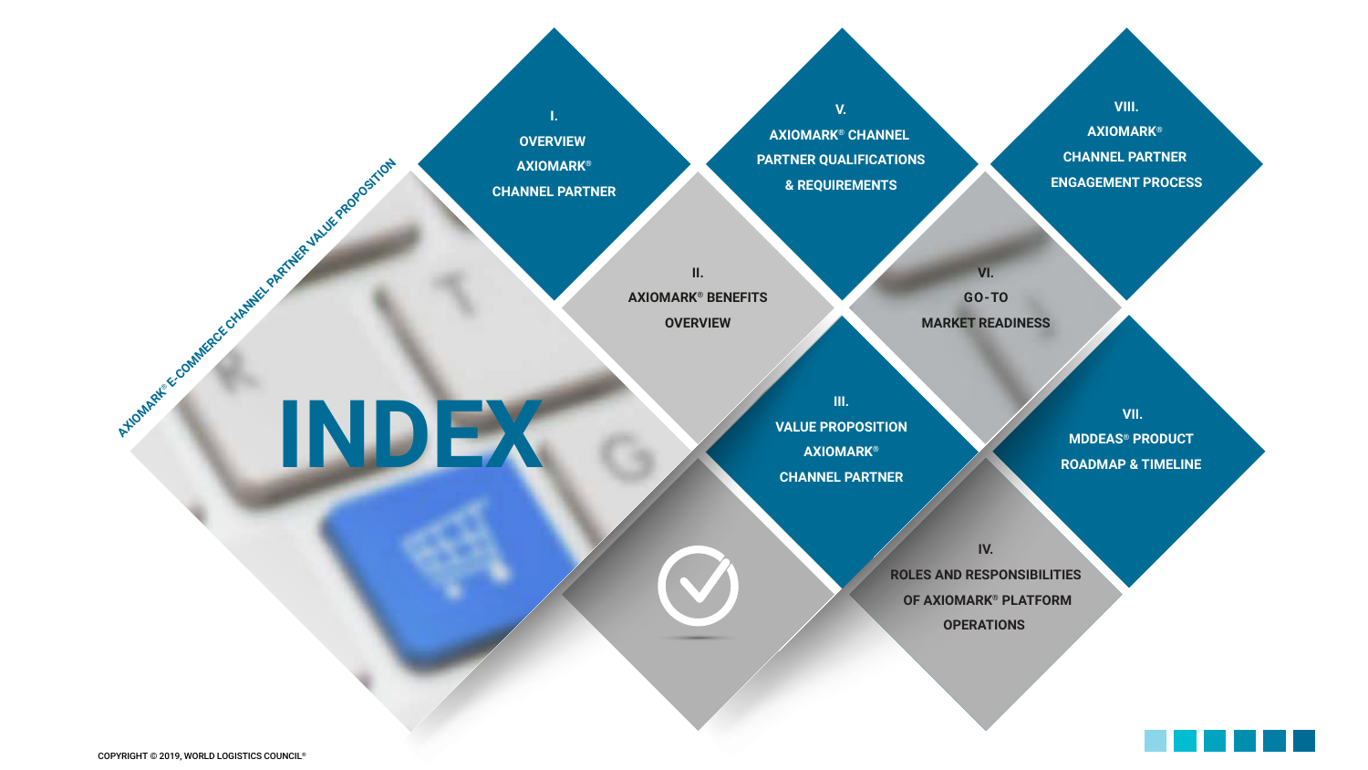AXIOMARK® E-COMMERCE CHANNEL PARTNER VALUE PROPOSITION

# INDEX

**I. OVERVIEW AXIOMARK® CHANNEL PARTNER**

**II. AXIOMARK® BENEFITS OVERVIEW**

**III. VALUE PROPOSITION AXIOMARK® CHANNEL PARTNER**

**IV. ROLES AND RESPONSIBILITIES OF AXIOMARK® PLATFORM OPERATIONS**

**V. AXIOMARK® CHANNEL PARTNER QUALIFICATIONS & REQUIREMENTS**

**VI. GO-TO MARKET READINESS**

**VII. MDDEAS® PRODUCT ROADMAP & TIMELINE**

**VIII. AXIOMARK® CHANNEL PARTNER ENGAGEMENT PROCESS**

COPYRIGHT © 2019, WORLD LOGISTICS COUNCIL®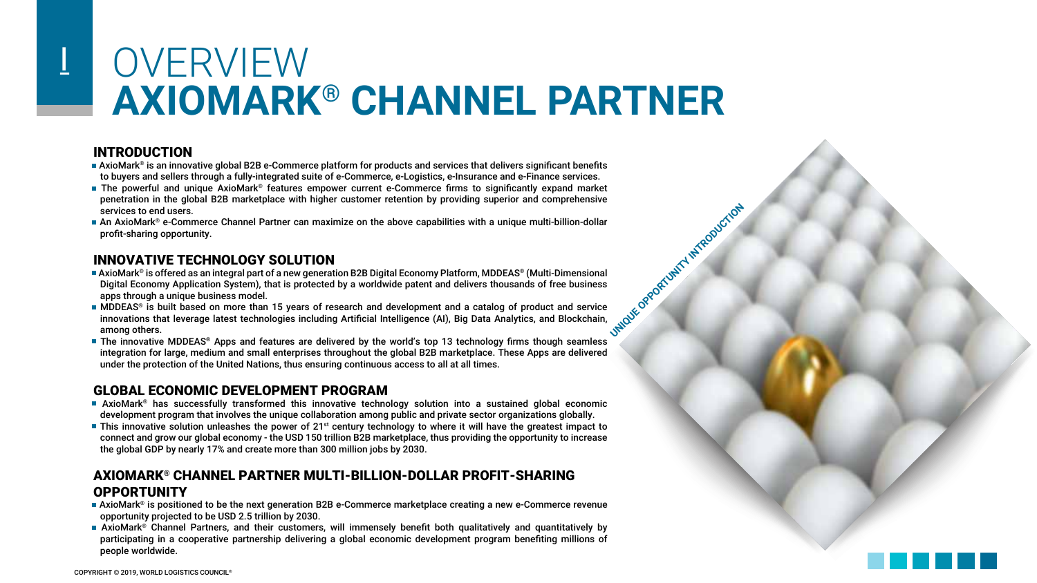# I OVERVIEW

# AXIOMARK® CHANNEL PARTNER

## INTRODUCTION

- AxioMark® is an innovative global B2B e-Commerce platform for products and services that delivers significant benefits to buyers and sellers through a fully-integrated suite of e-Commerce, e-Logistics, e-Insurance and e-Finance services.
- The powerful and unique AxioMark® features empower current e-Commerce firms to significantly expand market penetration in the global B2B marketplace with higher customer retention by providing superior and comprehensive services to end users.
- An AxioMark® e-Commerce Channel Partner can maximize on the above capabilities with a unique multi-billion-dollar profit-sharing opportunity.

## INNOVATIVE TECHNOLOGY SOLUTION

- AxioMark® is offered as an integral part of a new generation B2B Digital Economy Platform, MDDEAS® (Multi-Dimensional Digital Economy Application System), that is protected by a worldwide patent and delivers thousands of free business apps through a unique business model.
- MDDEAS® is built based on more than 15 years of research and development and a catalog of product and service innovations that leverage latest technologies including Artificial Intelligence (AI), Big Data Analytics, and Blockchain, among others.
- The innovative MDDEAS® Apps and features are delivered by the world's top 13 technology firms though seamless integration for large, medium and small enterprises throughout the global B2B marketplace. These Apps are delivered under the protection of the United Nations, thus ensuring continuous access to all at all times.

## GLOBAL ECONOMIC DEVELOPMENT PROGRAM

- AxioMark® has successfully transformed this innovative technology solution into a sustained global economic development program that involves the unique collaboration among public and private sector organizations globally.
- This innovative solution unleashes the power of 21st century technology to where it will have the greatest impact to connect and grow our global economy - the USD 150 trillion B2B marketplace, thus providing the opportunity to increase the global GDP by nearly 17% and create more than 300 million jobs by 2030.

## AXIOMARK® CHANNEL PARTNER MULTI-BILLION-DOLLAR PROFIT-SHARING OPPORTUNITY

- AxioMark® is positioned to be the next generation B2B e-Commerce marketplace creating a new e-Commerce revenue opportunity projected to be USD 2.5 trillion by 2030.
- AxioMark® Channel Partners, and their customers, will immensely benefit both qualitatively and quantitatively by participating in a cooperative partnership delivering a global economic development program benefiting millions of people worldwide.

UNIQUE OPPORTUNITY INTRODUCTION

COPYRIGHT © 2019, WORLD LOGISTICS COUNCIL®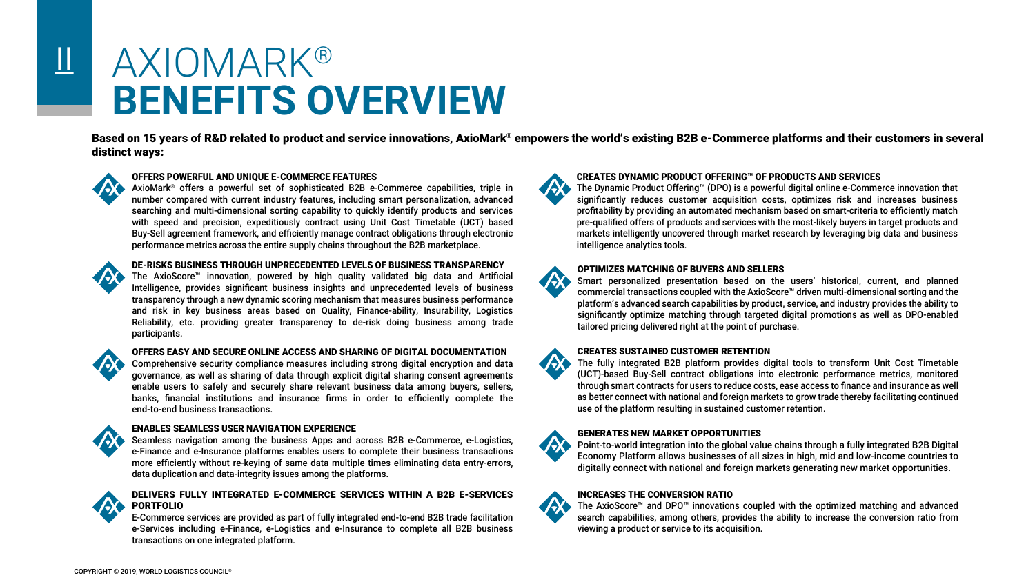# II AXIOMARK®
# BENEFITS OVERVIEW

**Based on 15 years of R&D related to product and service innovations, AxioMark® empowers the world's existing B2B e-Commerce platforms and their customers in several distinct ways:**

### OFFERS POWERFUL AND UNIQUE E-COMMERCE FEATURES

AxioMark® offers a powerful set of sophisticated B2B e-Commerce capabilities, triple in number compared with current industry features, including smart personalization, advanced searching and multi-dimensional sorting capability to quickly identify products and services with speed and precision, expeditiously contract using Unit Cost Timetable (UCT) based Buy-Sell agreement framework, and efficiently manage contract obligations through electronic performance metrics across the entire supply chains throughout the B2B marketplace.

### DE-RISKS BUSINESS THROUGH UNPRECEDENTED LEVELS OF BUSINESS TRANSPARENCY

The AxioScore™ innovation, powered by high quality validated big data and Artificial Intelligence, provides significant business insights and unprecedented levels of business transparency through a new dynamic scoring mechanism that measures business performance and risk in key business areas based on Quality, Finance-ability, Insurability, Logistics Reliability, etc. providing greater transparency to de-risk doing business among trade participants.

### OFFERS EASY AND SECURE ONLINE ACCESS AND SHARING OF DIGITAL DOCUMENTATION

Comprehensive security compliance measures including strong digital encryption and data governance, as well as sharing of data through explicit digital sharing consent agreements enable users to safely and securely share relevant business data among buyers, sellers, banks, financial institutions and insurance firms in order to efficiently complete the end-to-end business transactions.

### ENABLES SEAMLESS USER NAVIGATION EXPERIENCE

Seamless navigation among the business Apps and across B2B e-Commerce, e-Logistics, e-Finance and e-Insurance platforms enables users to complete their business transactions more efficiently without re-keying of same data multiple times eliminating data entry-errors, data duplication and data-integrity issues among the platforms.

### DELIVERS FULLY INTEGRATED E-COMMERCE SERVICES WITHIN A B2B E-SERVICES PORTFOLIO

E-Commerce services are provided as part of fully integrated end-to-end B2B trade facilitation e-Services including e-Finance, e-Logistics and e-Insurance to complete all B2B business transactions on one integrated platform.

### CREATES DYNAMIC PRODUCT OFFERING™ OF PRODUCTS AND SERVICES

The Dynamic Product Offering™ (DPO) is a powerful digital online e-Commerce innovation that significantly reduces customer acquisition costs, optimizes risk and increases business profitability by providing an automated mechanism based on smart-criteria to efficiently match pre-qualified offers of products and services with the most-likely buyers in target products and markets intelligently uncovered through market research by leveraging big data and business intelligence analytics tools.

### OPTIMIZES MATCHING OF BUYERS AND SELLERS

Smart personalized presentation based on the users' historical, current, and planned commercial transactions coupled with the AxioScore™ driven multi-dimensional sorting and the platform's advanced search capabilities by product, service, and industry provides the ability to significantly optimize matching through targeted digital promotions as well as DPO-enabled tailored pricing delivered right at the point of purchase.

### CREATES SUSTAINED CUSTOMER RETENTION

The fully integrated B2B platform provides digital tools to transform Unit Cost Timetable (UCT)-based Buy-Sell contract obligations into electronic performance metrics, monitored through smart contracts for users to reduce costs, ease access to finance and insurance as well as better connect with national and foreign markets to grow trade thereby facilitating continued use of the platform resulting in sustained customer retention.

### GENERATES NEW MARKET OPPORTUNITIES

Point-to-world integration into the global value chains through a fully integrated B2B Digital Economy Platform allows businesses of all sizes in high, mid and low-income countries to digitally connect with national and foreign markets generating new market opportunities.

### INCREASES THE CONVERSION RATIO

The AxioScore™ and DPO™ innovations coupled with the optimized matching and advanced search capabilities, among others, provides the ability to increase the conversion ratio from viewing a product or service to its acquisition.

COPYRIGHT © 2019, WORLD LOGISTICS COUNCIL®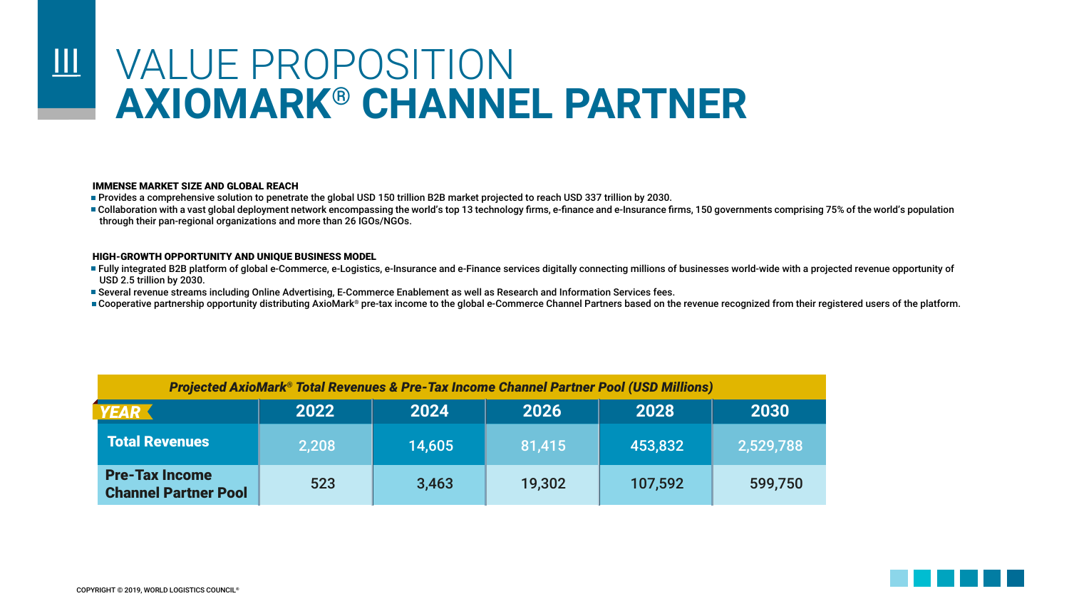# III VALUE PROPOSITION AXIOMARK® CHANNEL PARTNER

**IMMENSE MARKET SIZE AND GLOBAL REACH**

- Provides a comprehensive solution to penetrate the global USD 150 trillion B2B market projected to reach USD 337 trillion by 2030.
- Collaboration with a vast global deployment network encompassing the world's top 13 technology firms, e-finance and e-Insurance firms, 150 governments comprising 75% of the world's population through their pan-regional organizations and more than 26 IGOs/NGOs.

**HIGH-GROWTH OPPORTUNITY AND UNIQUE BUSINESS MODEL**

- Fully integrated B2B platform of global e-Commerce, e-Logistics, e-Insurance and e-Finance services digitally connecting millions of businesses world-wide with a projected revenue opportunity of USD 2.5 trillion by 2030.
- Several revenue streams including Online Advertising, E-Commerce Enablement as well as Research and Information Services fees.
- Cooperative partnership opportunity distributing AxioMark® pre-tax income to the global e-Commerce Channel Partners based on the revenue recognized from their registered users of the platform.

*Projected AxioMark® Total Revenues & Pre-Tax Income Channel Partner Pool (USD Millions)*

| YEAR | 2022 | 2024 | 2026 | 2028 | 2030 |
|---|---|---|---|---|---|
| Total Revenues | 2,208 | 14,605 | 81,415 | 453,832 | 2,529,788 |
| Pre-Tax Income Channel Partner Pool | 523 | 3,463 | 19,302 | 107,592 | 599,750 |

COPYRIGHT © 2019, WORLD LOGISTICS COUNCIL®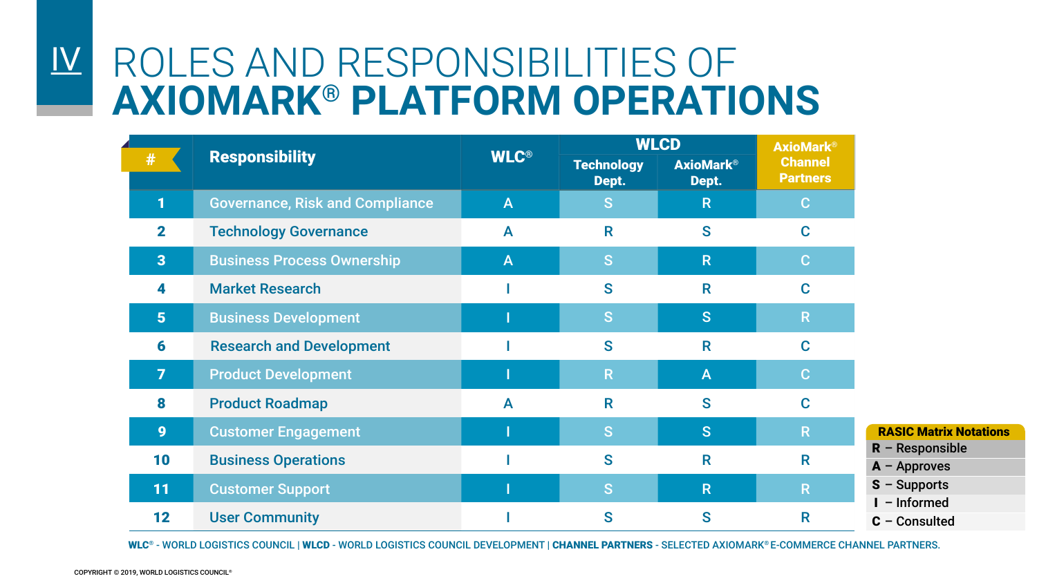# IV ROLES AND RESPONSIBILITIES OF **AXIOMARK® PLATFORM OPERATIONS**

| # | Responsibility | WLC® | WLCD | | AxioMark® Channel Partners |
|---|---|---|---|---|---|
| | | | Technology Dept. | AxioMark® Dept. | |
| 1 | Governance, Risk and Compliance | A | S | R | C |
| 2 | Technology Governance | A | R | S | C |
| 3 | Business Process Ownership | A | S | R | C |
| 4 | Market Research | I | S | R | C |
| 5 | Business Development | I | S | S | R |
| 6 | Research and Development | I | S | R | C |
| 7 | Product Development | I | R | A | C |
| 8 | Product Roadmap | A | R | S | C |
| 9 | Customer Engagement | I | S | S | R |
| 10 | Business Operations | I | S | R | R |
| 11 | Customer Support | I | S | R | R |
| 12 | User Community | I | S | S | R |

| RASIC Matrix Notations |
|---|
| **R** – Responsible |
| **A** – Approves |
| **S** – Supports |
| **I** – Informed |
| **C** – Consulted |

**WLC®** - WORLD LOGISTICS COUNCIL | **WLCD** - WORLD LOGISTICS COUNCIL DEVELOPMENT | **CHANNEL PARTNERS** - SELECTED AXIOMARK® E-COMMERCE CHANNEL PARTNERS.

COPYRIGHT © 2019, WORLD LOGISTICS COUNCIL®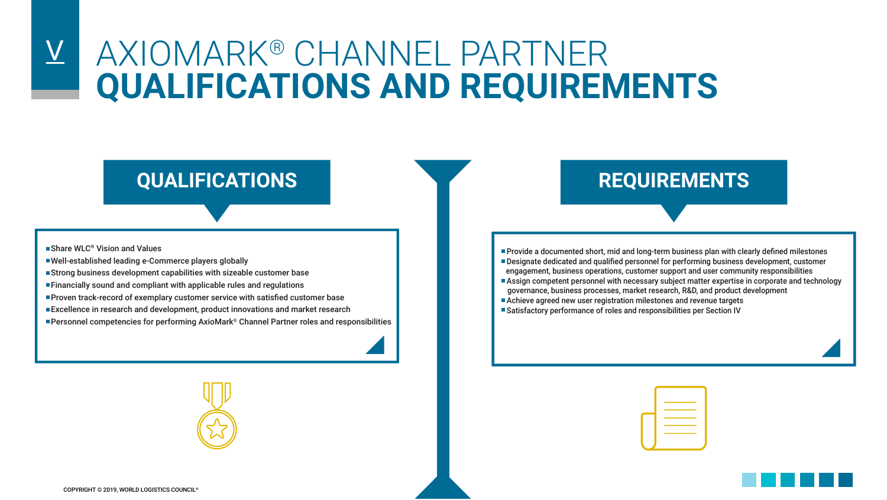# V AXIOMARK® CHANNEL PARTNER QUALIFICATIONS AND REQUIREMENTS

## QUALIFICATIONS

- Share WLC® Vision and Values
- Well-established leading e-Commerce players globally
- Strong business development capabilities with sizeable customer base
- Financially sound and compliant with applicable rules and regulations
- Proven track-record of exemplary customer service with satisfied customer base
- Excellence in research and development, product innovations and market research
- Personnel competencies for performing AxioMark® Channel Partner roles and responsibilities

## REQUIREMENTS

- Provide a documented short, mid and long-term business plan with clearly defined milestones
- Designate dedicated and qualified personnel for performing business development, customer engagement, business operations, customer support and user community responsibilities
- Assign competent personnel with necessary subject matter expertise in corporate and technology governance, business processes, market research, R&D, and product development
- Achieve agreed new user registration milestones and revenue targets
- Satisfactory performance of roles and responsibilities per Section IV

COPYRIGHT © 2019, WORLD LOGISTICS COUNCIL®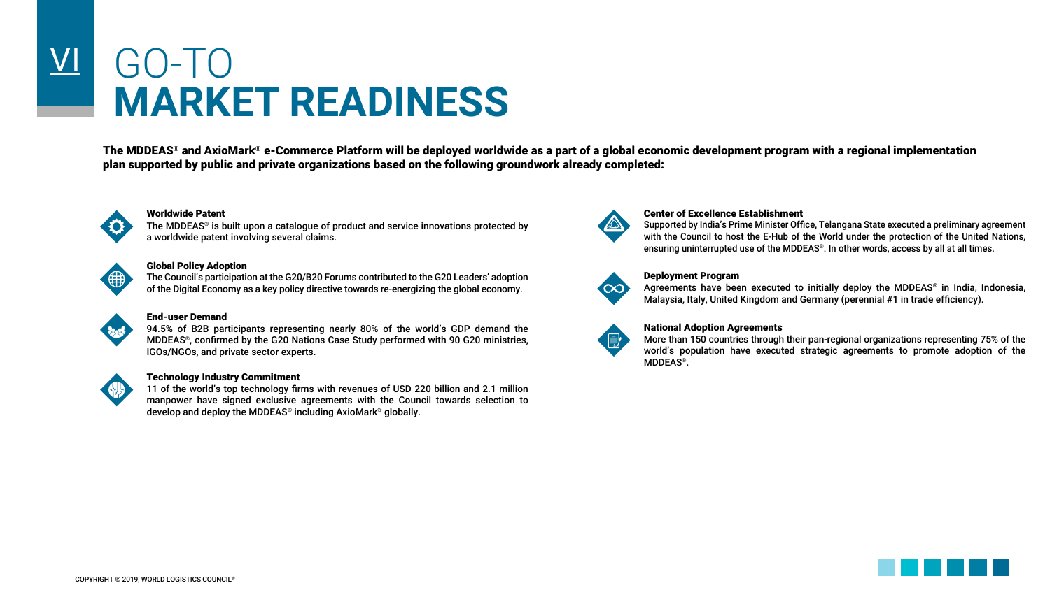# VI GO-TO MARKET READINESS

**The MDDEAS® and AxioMark® e-Commerce Platform will be deployed worldwide as a part of a global economic development program with a regional implementation plan supported by public and private organizations based on the following groundwork already completed:**

**Worldwide Patent**
The MDDEAS® is built upon a catalogue of product and service innovations protected by a worldwide patent involving several claims.

**Global Policy Adoption**
The Council's participation at the G20/B20 Forums contributed to the G20 Leaders' adoption of the Digital Economy as a key policy directive towards re-energizing the global economy.

**End-user Demand**
94.5% of B2B participants representing nearly 80% of the world's GDP demand the MDDEAS®, confirmed by the G20 Nations Case Study performed with 90 G20 ministries, IGOs/NGOs, and private sector experts.

**Technology Industry Commitment**
11 of the world's top technology firms with revenues of USD 220 billion and 2.1 million manpower have signed exclusive agreements with the Council towards selection to develop and deploy the MDDEAS® including AxioMark® globally.

**Center of Excellence Establishment**
Supported by India's Prime Minister Office, Telangana State executed a preliminary agreement with the Council to host the E-Hub of the World under the protection of the United Nations, ensuring uninterrupted use of the MDDEAS®. In other words, access by all at all times.

**Deployment Program**
Agreements have been executed to initially deploy the MDDEAS® in India, Indonesia, Malaysia, Italy, United Kingdom and Germany (perennial #1 in trade efficiency).

**National Adoption Agreements**
More than 150 countries through their pan-regional organizations representing 75% of the world's population have executed strategic agreements to promote adoption of the MDDEAS®.

COPYRIGHT © 2019, WORLD LOGISTICS COUNCIL®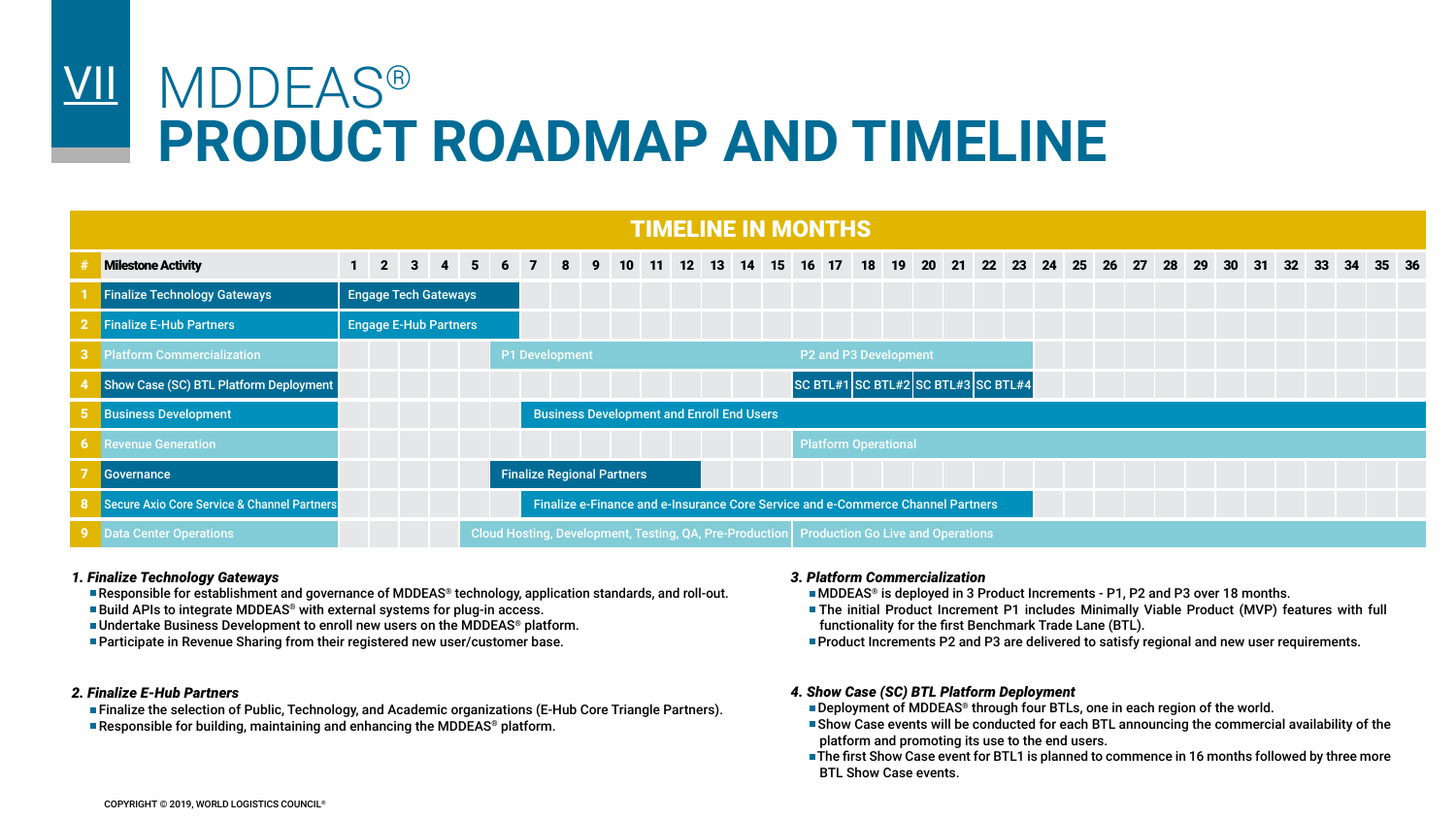# VII MDDEAS®
# PRODUCT ROADMAP AND TIMELINE

**TIMELINE IN MONTHS**

| # | Milestone Activity | 1 | 2 | 3 | 4 | 5 | 6 | 7 | 8 | 9 | 10 | 11 | 12 | 13 | 14 | 15 | 16 | 17 | 18 | 19 | 20 | 21 | 22 | 23 | 24 | 25 | 26 | 27 | 28 | 29 | 30 | 31 | 32 | 33 | 34 | 35 | 36 |
|---|---|---|---|---|---|---|---|---|---|---|---|---|---|---|---|---|---|---|---|---|---|---|---|---|---|---|---|---|---|---|---|---|---|---|---|---|---|
| 1 | Finalize Technology Gateways | Engage Tech Gateways | | | | | | | | | | | | | | | | | | | | | | | | | | | | | | | | | | | |
| 2 | Finalize E-Hub Partners | Engage E-Hub Partners | | | | | | | | | | | | | | | | | | | | | | | | | | | | | | | | | | | |
| 3 | Platform Commercialization | | | | | | P1 Development | | | | | | | | | | P2 and P3 Development | | | | | | | | | | | | | | | | | | | | |
| 4 | Show Case (SC) BTL Platform Deployment | | | | | | | | | | | | | | | | SC BTL#1 | | SC BTL#2 | | SC BTL#3 | | SC BTL#4 | | | | | | | | | | | | | | |
| 5 | Business Development | | | | | | | Business Development and Enroll End Users | | | | | | | | | | | | | | | | | | | | | | | | | | | | | |
| 6 | Revenue Generation | | | | | | | | | | | | | | | | Platform Operational | | | | | | | | | | | | | | | | | | | | |
| 7 | Governance | | | | | | Finalize Regional Partners | | | | | | | | | | | | | | | | | | | | | | | | | | | | | | |
| 8 | Secure Axio Core Service & Channel Partners | | | | | | | Finalize e-Finance and e-Insurance Core Service and e-Commerce Channel Partners | | | | | | | | | | | | | | | | | | | | | | | | | | | | | |
| 9 | Data Center Operations | | | | | Cloud Hosting, Development, Testing, QA, Pre-Production | | | | | | | | | | | Production Go Live and Operations | | | | | | | | | | | | | | | | | | | | |

***1. Finalize Technology Gateways***

- Responsible for establishment and governance of MDDEAS® technology, application standards, and roll-out.
- Build APIs to integrate MDDEAS® with external systems for plug-in access.
- Undertake Business Development to enroll new users on the MDDEAS® platform.
- Participate in Revenue Sharing from their registered new user/customer base.

***2. Finalize E-Hub Partners***

- Finalize the selection of Public, Technology, and Academic organizations (E-Hub Core Triangle Partners).
- Responsible for building, maintaining and enhancing the MDDEAS® platform.

***3. Platform Commercialization***

- MDDEAS® is deployed in 3 Product Increments - P1, P2 and P3 over 18 months.
- The initial Product Increment P1 includes Minimally Viable Product (MVP) features with full functionality for the first Benchmark Trade Lane (BTL).
- Product Increments P2 and P3 are delivered to satisfy regional and new user requirements.

***4. Show Case (SC) BTL Platform Deployment***

- Deployment of MDDEAS® through four BTLs, one in each region of the world.
- Show Case events will be conducted for each BTL announcing the commercial availability of the platform and promoting its use to the end users.
- The first Show Case event for BTL1 is planned to commence in 16 months followed by three more BTL Show Case events.

COPYRIGHT © 2019, WORLD LOGISTICS COUNCIL®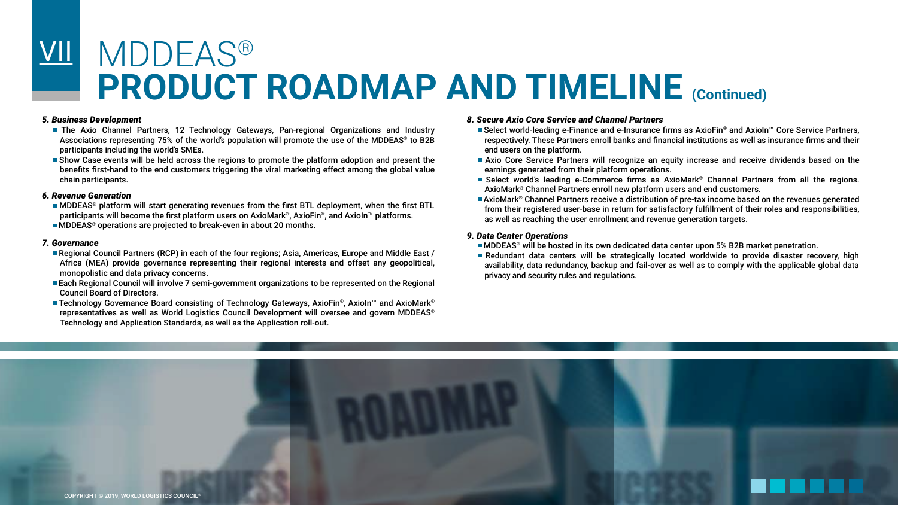# VII MDDEAS®

# PRODUCT ROADMAP AND TIMELINE (Continued)

***5. Business Development***

- The Axio Channel Partners, 12 Technology Gateways, Pan-regional Organizations and Industry Associations representing 75% of the world's population will promote the use of the MDDEAS® to B2B participants including the world's SMEs.
- Show Case events will be held across the regions to promote the platform adoption and present the benefits first-hand to the end customers triggering the viral marketing effect among the global value chain participants.

***6. Revenue Generation***

- MDDEAS® platform will start generating revenues from the first BTL deployment, when the first BTL participants will become the first platform users on AxioMark®, AxioFin®, and AxioIn™ platforms.
- MDDEAS® operations are projected to break-even in about 20 months.

***7. Governance***

- Regional Council Partners (RCP) in each of the four regions; Asia, Americas, Europe and Middle East / Africa (MEA) provide governance representing their regional interests and offset any geopolitical, monopolistic and data privacy concerns.
- Each Regional Council will involve 7 semi-government organizations to be represented on the Regional Council Board of Directors.
- Technology Governance Board consisting of Technology Gateways, AxioFin®, AxioIn™ and AxioMark® representatives as well as World Logistics Council Development will oversee and govern MDDEAS® Technology and Application Standards, as well as the Application roll-out.

***8. Secure Axio Core Service and Channel Partners***

- Select world-leading e-Finance and e-Insurance firms as AxioFin® and AxioIn™ Core Service Partners, respectively. These Partners enroll banks and financial institutions as well as insurance firms and their end users on the platform.
- Axio Core Service Partners will recognize an equity increase and receive dividends based on the earnings generated from their platform operations.
- Select world's leading e-Commerce firms as AxioMark® Channel Partners from all the regions. AxioMark® Channel Partners enroll new platform users and end customers.
- AxioMark® Channel Partners receive a distribution of pre-tax income based on the revenues generated from their registered user-base in return for satisfactory fulfillment of their roles and responsibilities, as well as reaching the user enrollment and revenue generation targets.

***9. Data Center Operations***

- MDDEAS® will be hosted in its own dedicated data center upon 5% B2B market penetration.
- Redundant data centers will be strategically located worldwide to provide disaster recovery, high availability, data redundancy, backup and fail-over as well as to comply with the applicable global data privacy and security rules and regulations.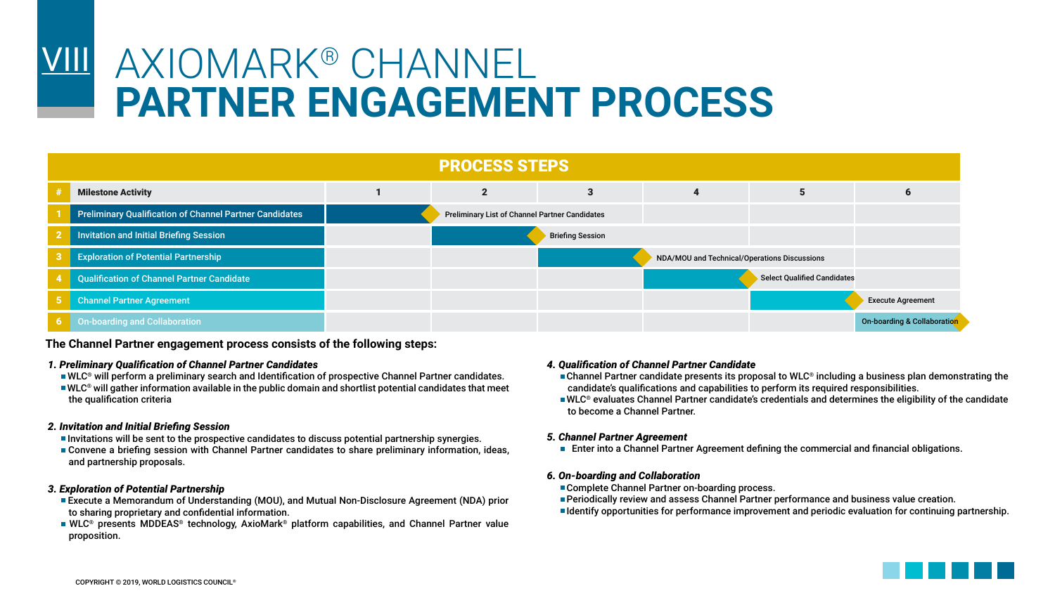# VIII AXIOMARK® CHANNEL PARTNER ENGAGEMENT PROCESS

## PROCESS STEPS

| # | Milestone Activity | 1 | 2 | 3 | 4 | 5 | 6 |
|---|---|---|---|---|---|---|---|
| 1 | Preliminary Qualification of Channel Partner Candidates | ■ ◆ | Preliminary List of Channel Partner Candidates | | | | |
| 2 | Invitation and Initial Briefing Session | | ■ ◆ | Briefing Session | | | |
| 3 | Exploration of Potential Partnership | | | ■ ◆ | NDA/MOU and Technical/Operations Discussions | | |
| 4 | Qualification of Channel Partner Candidate | | | | ■ ◆ | Select Qualified Candidates | |
| 5 | Channel Partner Agreement | | | | | ■ ◆ | Execute Agreement |
| 6 | On-boarding and Collaboration | | | | | | On-boarding & Collaboration ◆ |

**The Channel Partner engagement process consists of the following steps:**

***1. Preliminary Qualification of Channel Partner Candidates***

- WLC® will perform a preliminary search and Identification of prospective Channel Partner candidates.
- WLC® will gather information available in the public domain and shortlist potential candidates that meet the qualification criteria

***2. Invitation and Initial Briefing Session***

- Invitations will be sent to the prospective candidates to discuss potential partnership synergies.
- Convene a briefing session with Channel Partner candidates to share preliminary information, ideas, and partnership proposals.

***3. Exploration of Potential Partnership***

- Execute a Memorandum of Understanding (MOU), and Mutual Non-Disclosure Agreement (NDA) prior to sharing proprietary and confidential information.
- WLC® presents MDDEAS® technology, AxioMark® platform capabilities, and Channel Partner value proposition.

***4. Qualification of Channel Partner Candidate***

- Channel Partner candidate presents its proposal to WLC® including a business plan demonstrating the candidate's qualifications and capabilities to perform its required responsibilities.
- WLC® evaluates Channel Partner candidate's credentials and determines the eligibility of the candidate to become a Channel Partner.

***5. Channel Partner Agreement***

- Enter into a Channel Partner Agreement defining the commercial and financial obligations.

***6. On-boarding and Collaboration***

- Complete Channel Partner on-boarding process.
- Periodically review and assess Channel Partner performance and business value creation.
- Identify opportunities for performance improvement and periodic evaluation for continuing partnership.

COPYRIGHT © 2019, WORLD LOGISTICS COUNCIL®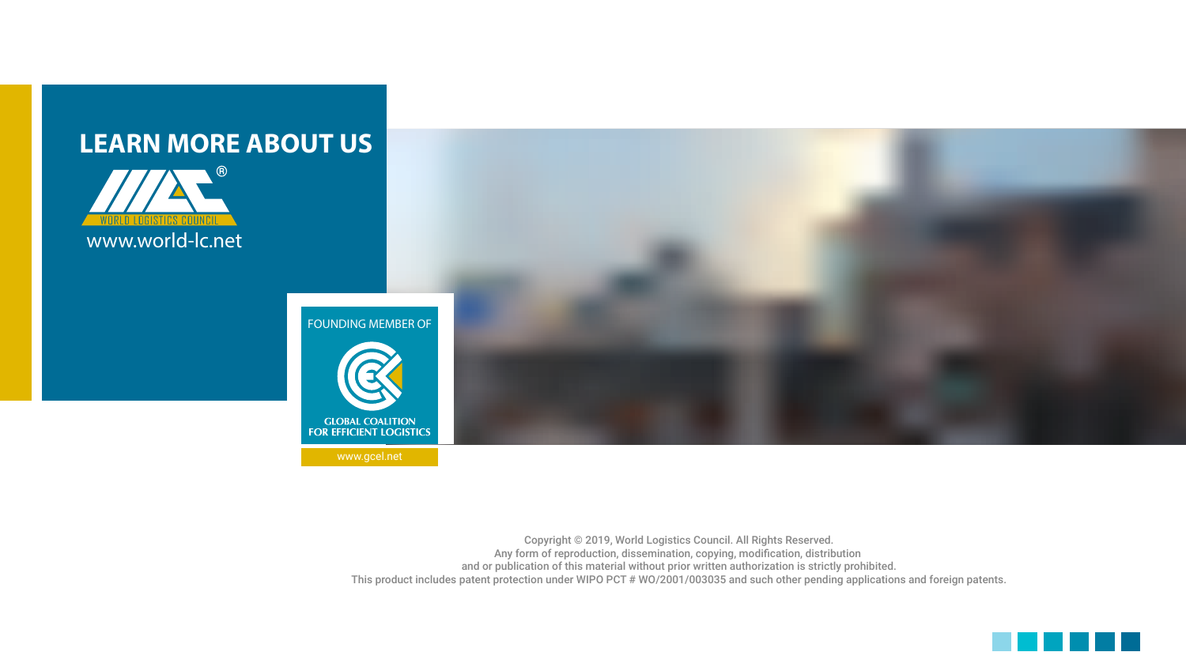# LEARN MORE ABOUT US

WORLD LOGISTICS COUNCIL

www.world-lc.net

FOUNDING MEMBER OF

GLOBAL COALITION FOR EFFICIENT LOGISTICS

www.gcel.net

Copyright © 2019, World Logistics Council. All Rights Reserved.
Any form of reproduction, dissemination, copying, modification, distribution
and or publication of this material without prior written authorization is strictly prohibited.
This product includes patent protection under WIPO PCT # WO/2001/003035 and such other pending applications and foreign patents.